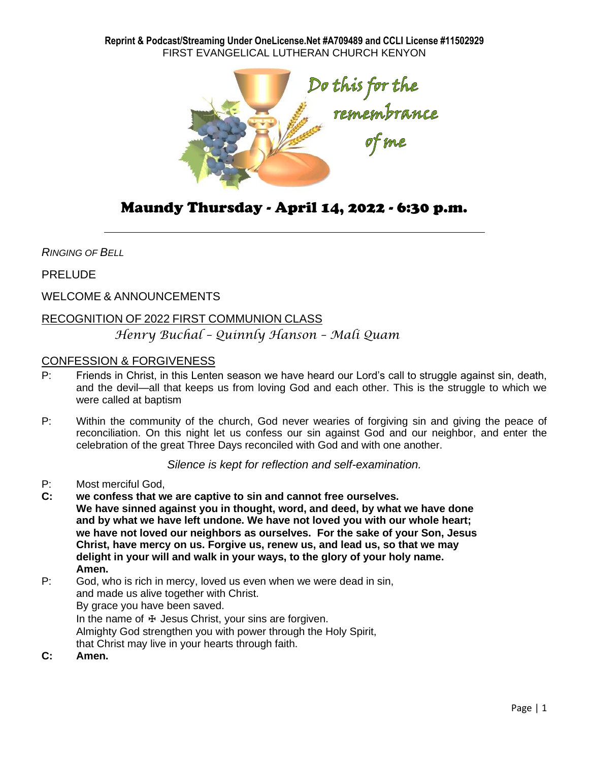**Reprint & Podcast/Streaming Under OneLicense.Net #A709489 and CCLI License #11502929**
FIRST EVANGELICAL LUTHERAN CHURCH KENYON

*Do this for the remembrance of me*

# Maundy Thursday - April 14, 2022 - 6:30 p.m.

---

*RINGING OF BELL*

PRELUDE

WELCOME & ANNOUNCEMENTS

RECOGNITION OF 2022 FIRST COMMUNION CLASS

*Henry Buchal – Quinnly Hanson – Mali Quam*

CONFESSION & FORGIVENESS

P: Friends in Christ, in this Lenten season we have heard our Lord's call to struggle against sin, death, and the devil—all that keeps us from loving God and each other. This is the struggle to which we were called at baptism

P: Within the community of the church, God never wearies of forgiving sin and giving the peace of reconciliation. On this night let us confess our sin against God and our neighbor, and enter the celebration of the great Three Days reconciled with God and with one another.

*Silence is kept for reflection and self-examination.*

P: Most merciful God,

**C: we confess that we are captive to sin and cannot free ourselves. We have sinned against you in thought, word, and deed, by what we have done and by what we have left undone. We have not loved you with our whole heart; we have not loved our neighbors as ourselves. For the sake of your Son, Jesus Christ, have mercy on us. Forgive us, renew us, and lead us, so that we may delight in your will and walk in your ways, to the glory of your holy name. Amen.**

P: God, who is rich in mercy, loved us even when we were dead in sin, and made us alive together with Christ.
By grace you have been saved.
In the name of ☩ Jesus Christ, your sins are forgiven.
Almighty God strengthen you with power through the Holy Spirit, that Christ may live in your hearts through faith.

**C: Amen.**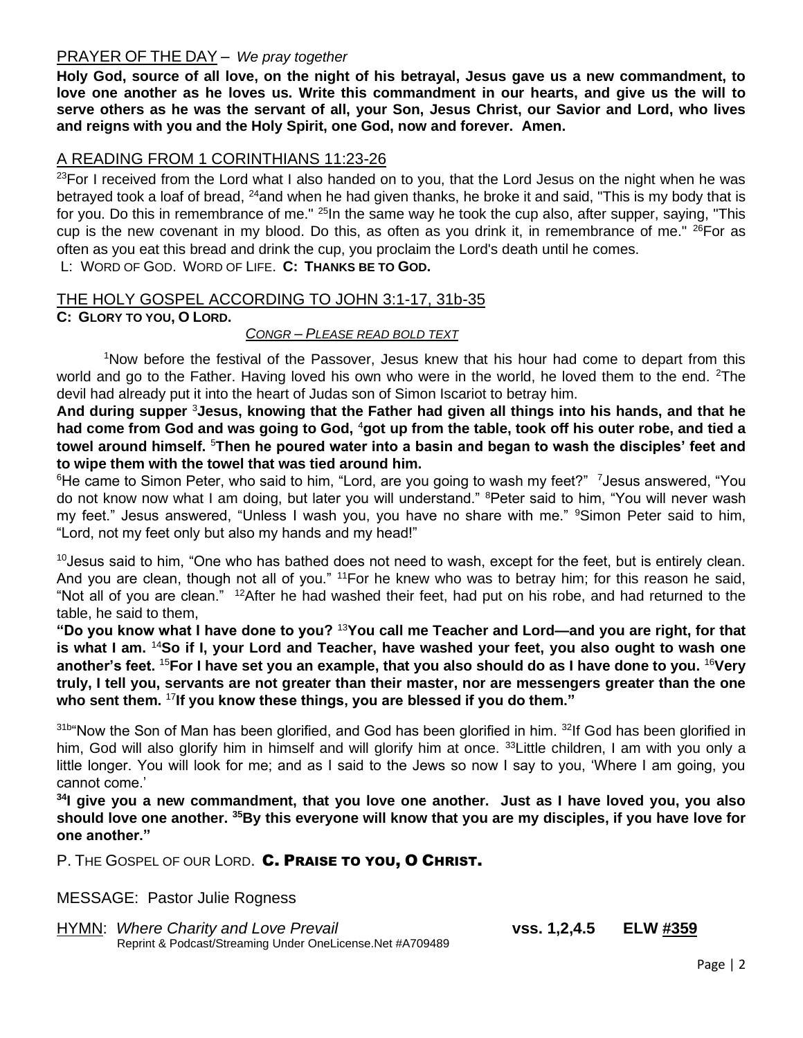PRAYER OF THE DAY – *We pray together*

**Holy God, source of all love, on the night of his betrayal, Jesus gave us a new commandment, to love one another as he loves us. Write this commandment in our hearts, and give us the will to serve others as he was the servant of all, your Son, Jesus Christ, our Savior and Lord, who lives and reigns with you and the Holy Spirit, one God, now and forever. Amen.**

A READING FROM 1 CORINTHIANS 11:23-26

[23]For I received from the Lord what I also handed on to you, that the Lord Jesus on the night when he was betrayed took a loaf of bread, [24]and when he had given thanks, he broke it and said, "This is my body that is for you. Do this in remembrance of me." [25]In the same way he took the cup also, after supper, saying, "This cup is the new covenant in my blood. Do this, as often as you drink it, in remembrance of me." [26]For as often as you eat this bread and drink the cup, you proclaim the Lord's death until he comes.

L: WORD OF GOD. WORD OF LIFE. **C: THANKS BE TO GOD.**

THE HOLY GOSPEL ACCORDING TO JOHN 3:1-17, 31b-35

**C: GLORY TO YOU, O LORD.**

*CONGR – PLEASE READ BOLD TEXT*

[1]Now before the festival of the Passover, Jesus knew that his hour had come to depart from this world and go to the Father. Having loved his own who were in the world, he loved them to the end. [2]The devil had already put it into the heart of Judas son of Simon Iscariot to betray him.

**And during supper [3]Jesus, knowing that the Father had given all things into his hands, and that he had come from God and was going to God, [4]got up from the table, took off his outer robe, and tied a towel around himself. [5]Then he poured water into a basin and began to wash the disciples' feet and to wipe them with the towel that was tied around him.**

[6]He came to Simon Peter, who said to him, "Lord, are you going to wash my feet?" [7]Jesus answered, "You do not know now what I am doing, but later you will understand." [8]Peter said to him, "You will never wash my feet." Jesus answered, "Unless I wash you, you have no share with me." [9]Simon Peter said to him, "Lord, not my feet only but also my hands and my head!"

[10]Jesus said to him, "One who has bathed does not need to wash, except for the feet, but is entirely clean. And you are clean, though not all of you." [11]For he knew who was to betray him; for this reason he said, "Not all of you are clean." [12]After he had washed their feet, had put on his robe, and had returned to the table, he said to them,

**"Do you know what I have done to you? [13]You call me Teacher and Lord—and you are right, for that is what I am. [14]So if I, your Lord and Teacher, have washed your feet, you also ought to wash one another's feet. [15]For I have set you an example, that you also should do as I have done to you. [16]Very truly, I tell you, servants are not greater than their master, nor are messengers greater than the one who sent them. [17]If you know these things, you are blessed if you do them."**

[31b]"Now the Son of Man has been glorified, and God has been glorified in him. [32]If God has been glorified in him, God will also glorify him in himself and will glorify him at once. [33]Little children, I am with you only a little longer. You will look for me; and as I said to the Jews so now I say to you, 'Where I am going, you cannot come.'

**[34]I give you a new commandment, that you love one another. Just as I have loved you, you also should love one another. [35]By this everyone will know that you are my disciples, if you have love for one another."**

P. THE GOSPEL OF OUR LORD. **C. PRAISE TO YOU, O CHRIST.**

MESSAGE: Pastor Julie Rogness

HYMN: *Where Charity and Love Prevail* **vss. 1,2,4.5 ELW #359**
Reprint & Podcast/Streaming Under OneLicense.Net #A709489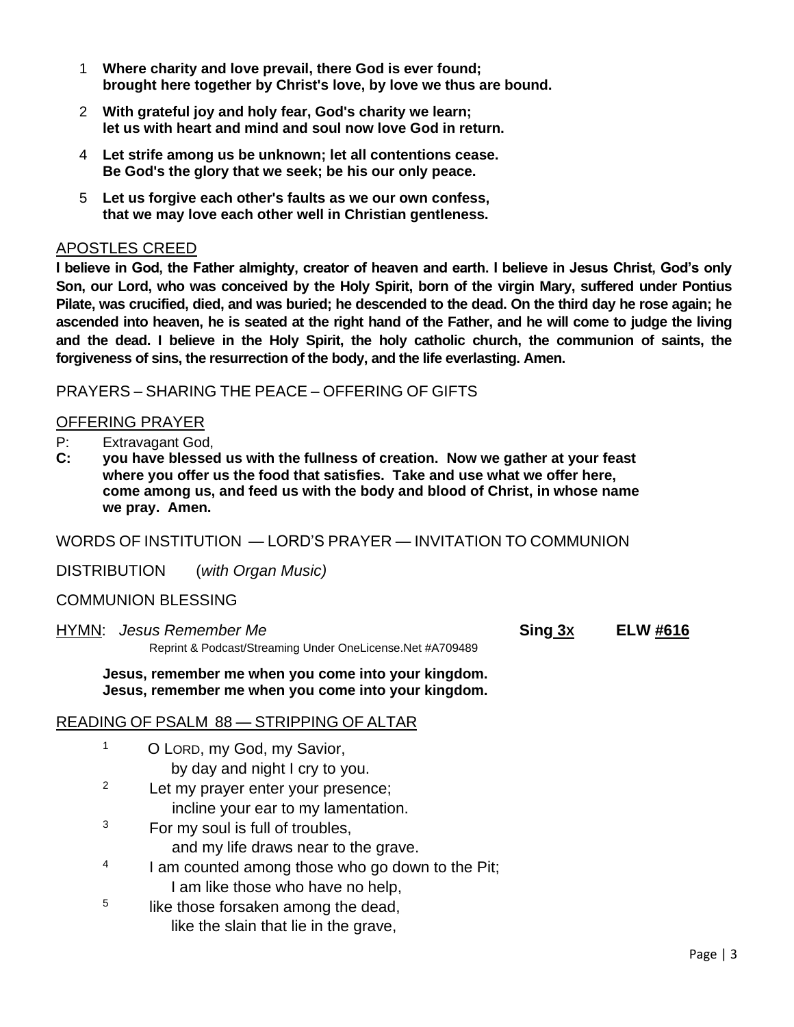1 **Where charity and love prevail, there God is ever found;**
**brought here together by Christ's love, by love we thus are bound.**

2 **With grateful joy and holy fear, God's charity we learn;**
**let us with heart and mind and soul now love God in return.**

4 **Let strife among us be unknown; let all contentions cease.**
**Be God's the glory that we seek; be his our only peace.**

5 **Let us forgive each other's faults as we our own confess,**
**that we may love each other well in Christian gentleness.**

## APOSTLES CREED

**I believe in God, the Father almighty, creator of heaven and earth. I believe in Jesus Christ, God's only Son, our Lord, who was conceived by the Holy Spirit, born of the virgin Mary, suffered under Pontius Pilate, was crucified, died, and was buried; he descended to the dead. On the third day he rose again; he ascended into heaven, he is seated at the right hand of the Father, and he will come to judge the living and the dead. I believe in the Holy Spirit, the holy catholic church, the communion of saints, the forgiveness of sins, the resurrection of the body, and the life everlasting. Amen.**

PRAYERS – SHARING THE PEACE – OFFERING OF GIFTS

## OFFERING PRAYER

P: Extravagant God,

**C: you have blessed us with the fullness of creation. Now we gather at your feast where you offer us the food that satisfies. Take and use what we offer here, come among us, and feed us with the body and blood of Christ, in whose name we pray. Amen.**

WORDS OF INSTITUTION — LORD'S PRAYER — INVITATION TO COMMUNION

DISTRIBUTION (*with Organ Music)*

COMMUNION BLESSING

HYMN: *Jesus Remember Me* **Sing 3x** **ELW #616**

Reprint & Podcast/Streaming Under OneLicense.Net #A709489

**Jesus, remember me when you come into your kingdom.**
**Jesus, remember me when you come into your kingdom.**

## READING OF PSALM 88 — STRIPPING OF ALTAR

1 O LORD, my God, my Savior,
by day and night I cry to you.

2 Let my prayer enter your presence;
incline your ear to my lamentation.

3 For my soul is full of troubles,
and my life draws near to the grave.

4 I am counted among those who go down to the Pit;
I am like those who have no help,

5 like those forsaken among the dead,
like the slain that lie in the grave,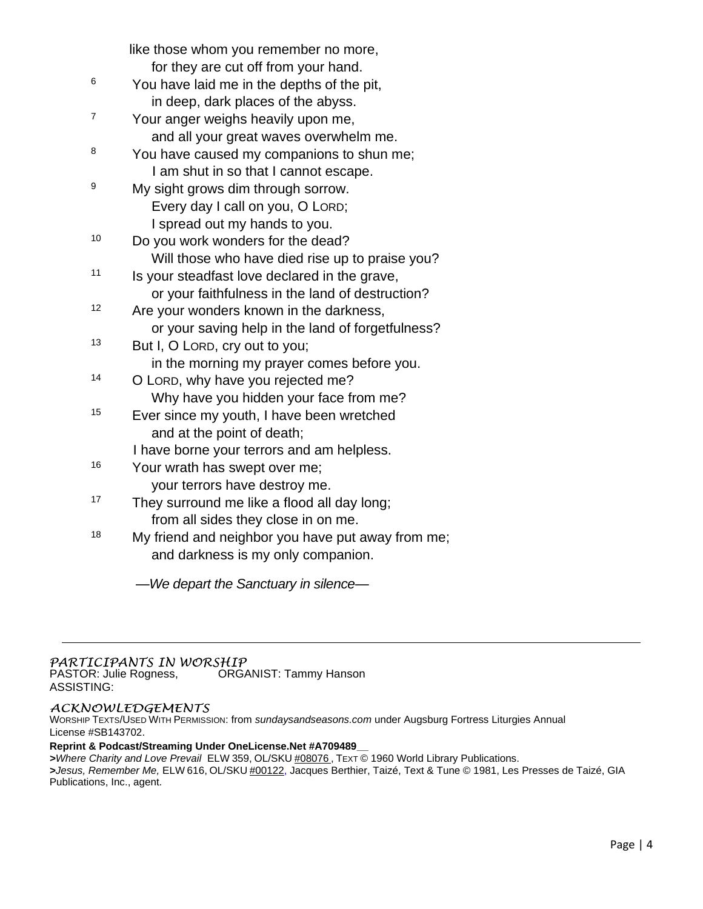like those whom you remember no more,
for they are cut off from your hand.

[6] You have laid me in the depths of the pit,
in deep, dark places of the abyss.

[7] Your anger weighs heavily upon me,
and all your great waves overwhelm me.

[8] You have caused my companions to shun me;
I am shut in so that I cannot escape.

[9] My sight grows dim through sorrow.
Every day I call on you, O LORD;
I spread out my hands to you.

[10] Do you work wonders for the dead?
Will those who have died rise up to praise you?

[11] Is your steadfast love declared in the grave,
or your faithfulness in the land of destruction?

[12] Are your wonders known in the darkness,
or your saving help in the land of forgetfulness?

[13] But I, O LORD, cry out to you;
in the morning my prayer comes before you.

[14] O LORD, why have you rejected me?
Why have you hidden your face from me?

[15] Ever since my youth, I have been wretched
and at the point of death;
I have borne your terrors and am helpless.

[16] Your wrath has swept over me;
your terrors have destroy me.

[17] They surround me like a flood all day long;
from all sides they close in on me.

[18] My friend and neighbor you have put away from me;
and darkness is my only companion.

*—We depart the Sanctuary in silence—*

---

### *PARTICIPANTS IN WORSHIP*

PASTOR: Julie Rogness, ORGANIST: Tammy Hanson
ASSISTING:

### *ACKNOWLEDGEMENTS*

WORSHIP TEXTS/USED WITH PERMISSION: from *sundaysandseasons.com* under Augsburg Fortress Liturgies Annual License #SB143702.

**Reprint & Podcast/Streaming Under OneLicense.Net #A709489__**

>*Where Charity and Love Prevail* ELW 359, OL/SKU #08076 , TEXT © 1960 World Library Publications.

>*Jesus, Remember Me,* ELW 616, OL/SKU #00122, Jacques Berthier, Taizé, Text & Tune © 1981, Les Presses de Taizé, GIA Publications, Inc., agent.